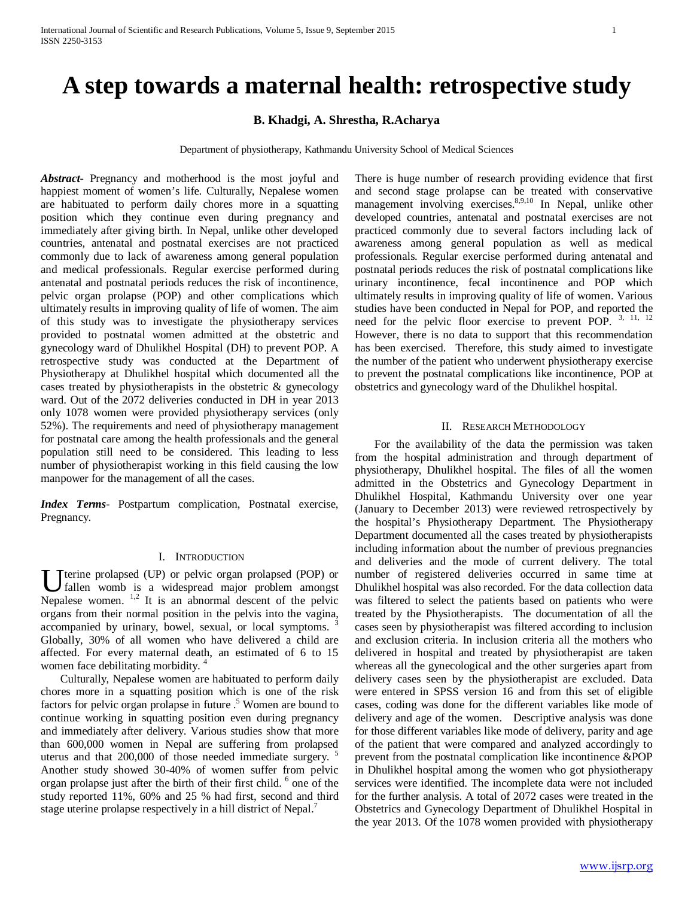# A step towards a maternal health: retrospective study

**B. Khadgi, A. Shrestha, R.Acharya**

Department of physiotherapy, Kathmandu University School of Medical Sciences

***Abstract***- Pregnancy and motherhood is the most joyful and happiest moment of women's life. Culturally, Nepalese women are habituated to perform daily chores more in a squatting position which they continue even during pregnancy and immediately after giving birth. In Nepal, unlike other developed countries, antenatal and postnatal exercises are not practiced commonly due to lack of awareness among general population and medical professionals. Regular exercise performed during antenatal and postnatal periods reduces the risk of incontinence, pelvic organ prolapse (POP) and other complications which ultimately results in improving quality of life of women. The aim of this study was to investigate the physiotherapy services provided to postnatal women admitted at the obstetric and gynecology ward of Dhulikhel Hospital (DH) to prevent POP. A retrospective study was conducted at the Department of Physiotherapy at Dhulikhel hospital which documented all the cases treated by physiotherapists in the obstetric & gynecology ward. Out of the 2072 deliveries conducted in DH in year 2013 only 1078 women were provided physiotherapy services (only 52%). The requirements and need of physiotherapy management for postnatal care among the health professionals and the general population still need to be considered. This leading to less number of physiotherapist working in this field causing the low manpower for the management of all the cases.

***Index Terms***- Postpartum complication, Postnatal exercise, Pregnancy.

## I. Introduction

Uterine prolapsed (UP) or pelvic organ prolapsed (POP) or fallen womb is a widespread major problem amongst Nepalese women. [1,2] It is an abnormal descent of the pelvic organs from their normal position in the pelvis into the vagina, accompanied by urinary, bowel, sexual, or local symptoms. [3] Globally, 30% of all women who have delivered a child are affected. For every maternal death, an estimated of 6 to 15 women face debilitating morbidity. [4]

Culturally, Nepalese women are habituated to perform daily chores more in a squatting position which is one of the risk factors for pelvic organ prolapse in future .[5] Women are bound to continue working in squatting position even during pregnancy and immediately after delivery. Various studies show that more than 600,000 women in Nepal are suffering from prolapsed uterus and that 200,000 of those needed immediate surgery. [5] Another study showed 30-40% of women suffer from pelvic organ prolapse just after the birth of their first child. [6] one of the study reported 11%, 60% and 25 % had first, second and third stage uterine prolapse respectively in a hill district of Nepal.[7]

There is huge number of research providing evidence that first and second stage prolapse can be treated with conservative management involving exercises.[8,9,10] In Nepal, unlike other developed countries, antenatal and postnatal exercises are not practiced commonly due to several factors including lack of awareness among general population as well as medical professionals. Regular exercise performed during antenatal and postnatal periods reduces the risk of postnatal complications like urinary incontinence, fecal incontinence and POP which ultimately results in improving quality of life of women. Various studies have been conducted in Nepal for POP, and reported the need for the pelvic floor exercise to prevent POP. [3, 11, 12] However, there is no data to support that this recommendation has been exercised. Therefore, this study aimed to investigate the number of the patient who underwent physiotherapy exercise to prevent the postnatal complications like incontinence, POP at obstetrics and gynecology ward of the Dhulikhel hospital.

## II. Research Methodology

For the availability of the data the permission was taken from the hospital administration and through department of physiotherapy, Dhulikhel hospital. The files of all the women admitted in the Obstetrics and Gynecology Department in Dhulikhel Hospital, Kathmandu University over one year (January to December 2013) were reviewed retrospectively by the hospital's Physiotherapy Department. The Physiotherapy Department documented all the cases treated by physiotherapists including information about the number of previous pregnancies and deliveries and the mode of current delivery. The total number of registered deliveries occurred in same time at Dhulikhel hospital was also recorded. For the data collection data was filtered to select the patients based on patients who were treated by the Physiotherapists. The documentation of all the cases seen by physiotherapist was filtered according to inclusion and exclusion criteria. In inclusion criteria all the mothers who delivered in hospital and treated by physiotherapist are taken whereas all the gynecological and the other surgeries apart from delivery cases seen by the physiotherapist are excluded. Data were entered in SPSS version 16 and from this set of eligible cases, coding was done for the different variables like mode of delivery and age of the women. Descriptive analysis was done for those different variables like mode of delivery, parity and age of the patient that were compared and analyzed accordingly to prevent from the postnatal complication like incontinence &POP in Dhulikhel hospital among the women who got physiotherapy services were identified. The incomplete data were not included for the further analysis. A total of 2072 cases were treated in the Obstetrics and Gynecology Department of Dhulikhel Hospital in the year 2013. Of the 1078 women provided with physiotherapy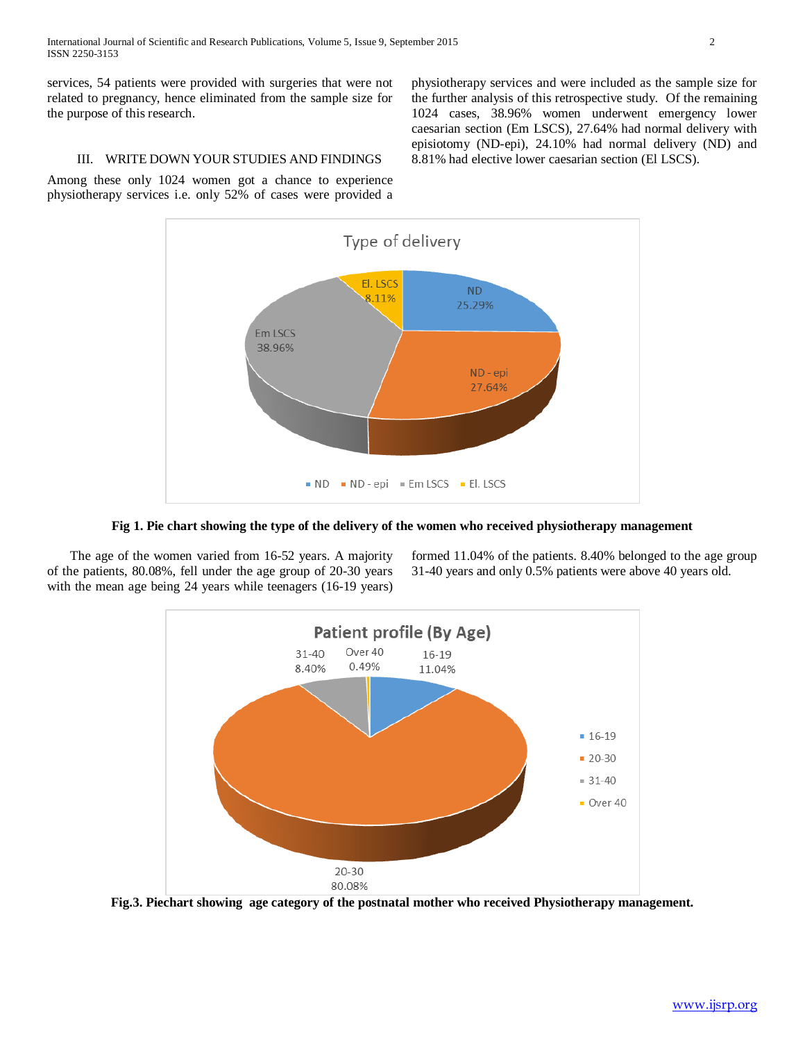services, 54 patients were provided with surgeries that were not related to pregnancy, hence eliminated from the sample size for the purpose of this research.

## III. WRITE DOWN YOUR STUDIES AND FINDINGS

Among these only 1024 women got a chance to experience physiotherapy services i.e. only 52% of cases were provided a physiotherapy services and were included as the sample size for the further analysis of this retrospective study. Of the remaining 1024 cases, 38.96% women underwent emergency lower caesarian section (Em LSCS), 27.64% had normal delivery with episiotomy (ND-epi), 24.10% had normal delivery (ND) and 8.81% had elective lower caesarian section (El LSCS).

**Fig 1. Pie chart showing the type of the delivery of the women who received physiotherapy management**

The age of the women varied from 16-52 years. A majority of the patients, 80.08%, fell under the age group of 20-30 years with the mean age being 24 years while teenagers (16-19 years) formed 11.04% of the patients. 8.40% belonged to the age group 31-40 years and only 0.5% patients were above 40 years old.

**Fig.3. Piechart showing age category of the postnatal mother who received Physiotherapy management.**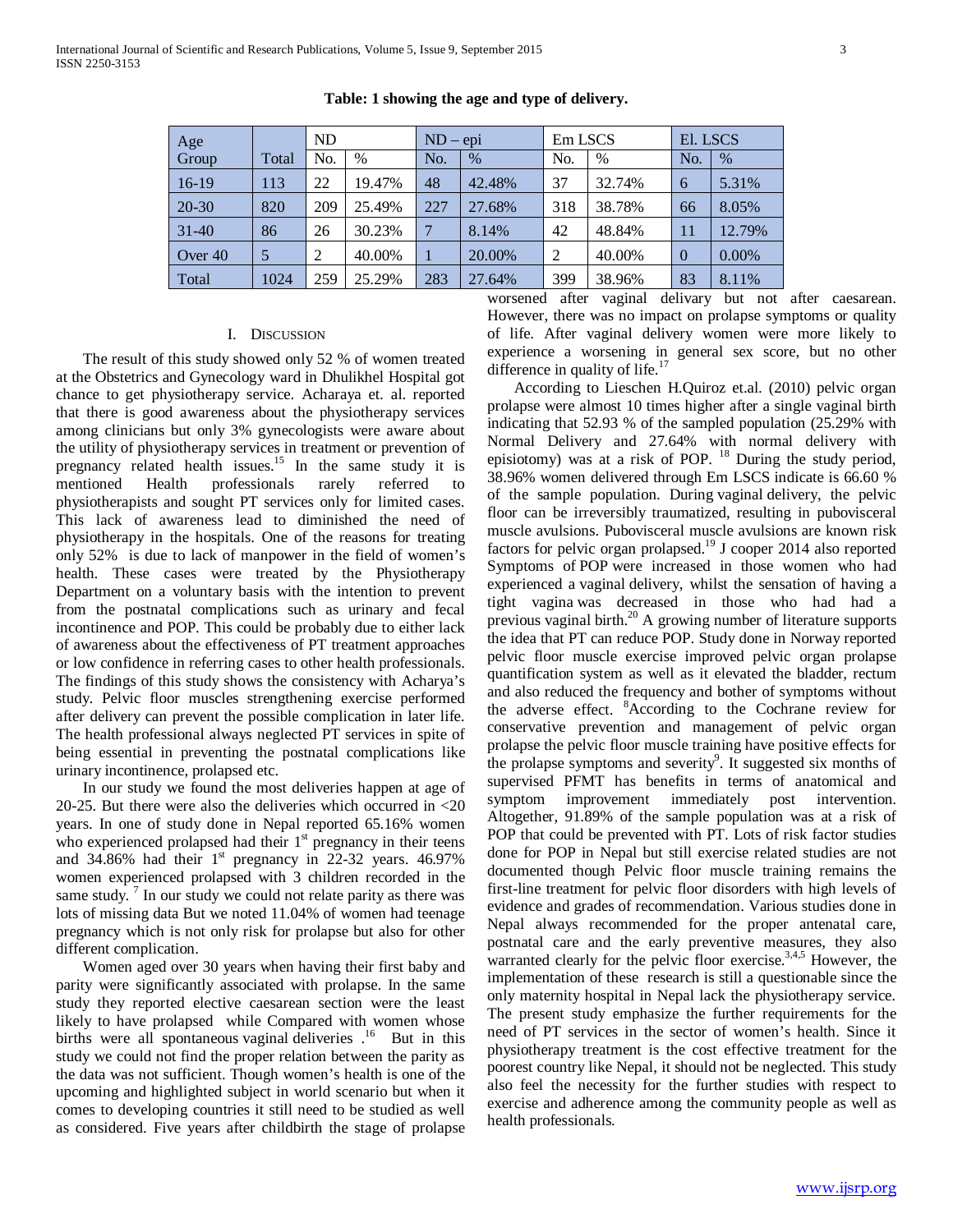**Table: 1 showing the age and type of delivery.**

| Age Group | Total | ND | | ND – epi | | Em LSCS | | El. LSCS | |
|---|---|---|---|---|---|---|---|---|---|
| | | No. | % | No. | % | No. | % | No. | % |
| 16-19 | 113 | 22 | 19.47% | 48 | 42.48% | 37 | 32.74% | 6 | 5.31% |
| 20-30 | 820 | 209 | 25.49% | 227 | 27.68% | 318 | 38.78% | 66 | 8.05% |
| 31-40 | 86 | 26 | 30.23% | 7 | 8.14% | 42 | 48.84% | 11 | 12.79% |
| Over 40 | 5 | 2 | 40.00% | 1 | 20.00% | 2 | 40.00% | 0 | 0.00% |
| Total | 1024 | 259 | 25.29% | 283 | 27.64% | 399 | 38.96% | 83 | 8.11% |

# I. Discussion

The result of this study showed only 52 % of women treated at the Obstetrics and Gynecology ward in Dhulikhel Hospital got chance to get physiotherapy service. Acharaya et. al. reported that there is good awareness about the physiotherapy services among clinicians but only 3% gynecologists were aware about the utility of physiotherapy services in treatment or prevention of pregnancy related health issues.[15] In the same study it is mentioned Health professionals rarely referred to physiotherapists and sought PT services only for limited cases. This lack of awareness lead to diminished the need of physiotherapy in the hospitals. One of the reasons for treating only 52% is due to lack of manpower in the field of women's health. These cases were treated by the Physiotherapy Department on a voluntary basis with the intention to prevent from the postnatal complications such as urinary and fecal incontinence and POP. This could be probably due to either lack of awareness about the effectiveness of PT treatment approaches or low confidence in referring cases to other health professionals. The findings of this study shows the consistency with Acharya's study. Pelvic floor muscles strengthening exercise performed after delivery can prevent the possible complication in later life. The health professional always neglected PT services in spite of being essential in preventing the postnatal complications like urinary incontinence, prolapsed etc.

In our study we found the most deliveries happen at age of 20-25. But there were also the deliveries which occurred in <20 years. In one of study done in Nepal reported 65.16% women who experienced prolapsed had their 1st pregnancy in their teens and 34.86% had their 1st pregnancy in 22-32 years. 46.97% women experienced prolapsed with 3 children recorded in the same study. [7] In our study we could not relate parity as there was lots of missing data But we noted 11.04% of women had teenage pregnancy which is not only risk for prolapse but also for other different complication.

Women aged over 30 years when having their first baby and parity were significantly associated with prolapse. In the same study they reported elective caesarean section were the least likely to have prolapsed while Compared with women whose births were all spontaneous vaginal deliveries .[16] But in this study we could not find the proper relation between the parity as the data was not sufficient. Though women's health is one of the upcoming and highlighted subject in world scenario but when it comes to developing countries it still need to be studied as well as considered. Five years after childbirth the stage of prolapse worsened after vaginal delivary but not after caesarean. However, there was no impact on prolapse symptoms or quality of life. After vaginal delivery women were more likely to experience a worsening in general sex score, but no other difference in quality of life.[17]

According to Lieschen H.Quiroz et.al. (2010) pelvic organ prolapse were almost 10 times higher after a single vaginal birth indicating that 52.93 % of the sampled population (25.29% with Normal Delivery and 27.64% with normal delivery with episiotomy) was at a risk of POP. [18] During the study period, 38.96% women delivered through Em LSCS indicate is 66.60 % of the sample population. During vaginal delivery, the pelvic floor can be irreversibly traumatized, resulting in pubovisceral muscle avulsions. Pubovisceral muscle avulsions are known risk factors for pelvic organ prolapsed.[19] J cooper 2014 also reported Symptoms of POP were increased in those women who had experienced a vaginal delivery, whilst the sensation of having a tight vagina was decreased in those who had had a previous vaginal birth.[20] A growing number of literature supports the idea that PT can reduce POP. Study done in Norway reported pelvic floor muscle exercise improved pelvic organ prolapse quantification system as well as it elevated the bladder, rectum and also reduced the frequency and bother of symptoms without the adverse effect. [8]According to the Cochrane review for conservative prevention and management of pelvic organ prolapse the pelvic floor muscle training have positive effects for the prolapse symptoms and severity[9]. It suggested six months of supervised PFMT has benefits in terms of anatomical and symptom improvement immediately post intervention. Altogether, 91.89% of the sample population was at a risk of POP that could be prevented with PT. Lots of risk factor studies done for POP in Nepal but still exercise related studies are not documented though Pelvic floor muscle training remains the first-line treatment for pelvic floor disorders with high levels of evidence and grades of recommendation. Various studies done in Nepal always recommended for the proper antenatal care, postnatal care and the early preventive measures, they also warranted clearly for the pelvic floor exercise.[3,4,5] However, the implementation of these research is still a questionable since the only maternity hospital in Nepal lack the physiotherapy service. The present study emphasize the further requirements for the need of PT services in the sector of women's health. Since it physiotherapy treatment is the cost effective treatment for the poorest country like Nepal, it should not be neglected. This study also feel the necessity for the further studies with respect to exercise and adherence among the community people as well as health professionals.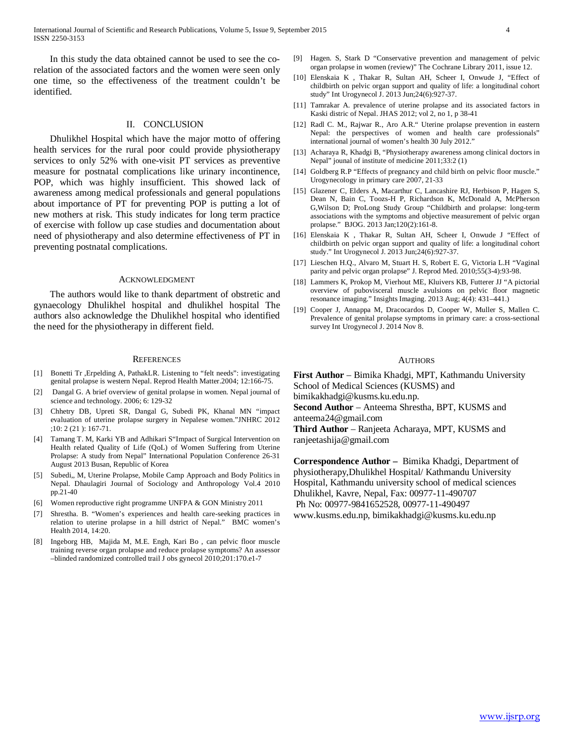In this study the data obtained cannot be used to see the co-relation of the associated factors and the women were seen only one time, so the effectiveness of the treatment couldn't be identified.

## II. CONCLUSION

Dhulikhel Hospital which have the major motto of offering health services for the rural poor could provide physiotherapy services to only 52% with one-visit PT services as preventive measure for postnatal complications like urinary incontinence, POP, which was highly insufficient. This showed lack of awareness among medical professionals and general populations about importance of PT for preventing POP is putting a lot of new mothers at risk. This study indicates for long term practice of exercise with follow up case studies and documentation about need of physiotherapy and also determine effectiveness of PT in preventing postnatal complications.

## ACKNOWLEDGMENT

The authors would like to thank department of obstretic and gynaecology Dhulikhel hospital and dhulikhel hospital The authors also acknowledge the Dhulikhel hospital who identified the need for the physiotherapy in different field.

## REFERENCES

[1] Bonetti Tr ,Erpelding A, PathakLR. Listening to "felt needs": investigating genital prolapse is western Nepal. Reprod Health Matter.2004; 12:166-75.

[2] Dangal G. A brief overview of genital prolapse in women. Nepal journal of science and technology. 2006; 6: 129-32

[3] Chhetry DB, Upreti SR, Dangal G, Subedi PK, Khanal MN "impact evaluation of uterine prolapse surgery in Nepalese women."JNHRC 2012 ;10: 2 (21 ): 167-71.

[4] Tamang T. M, Karki YB and Adhikari S"Impact of Surgical Intervention on Health related Quality of Life (QoL) of Women Suffering from Uterine Prolapse: A study from Nepal" International Population Conference 26-31 August 2013 Busan, Republic of Korea

[5] Subedi,, M, Uterine Prolapse, Mobile Camp Approach and Body Politics in Nepal. Dhaulagiri Journal of Sociology and Anthropology Vol.4 2010 pp.21-40

[6] Women reproductive right programme UNFPA & GON Ministry 2011

[7] Shrestha. B. "Women's experiences and health care-seeking practices in relation to uterine prolapse in a hill dstrict of Nepal." BMC women's Health 2014, 14:20.

[8] Ingeborg HB, Majida M, M.E. Engh, Kari Bo , can pelvic floor muscle training reverse organ prolapse and reduce prolapse symptoms? An assessor –blinded randomized controlled trail J obs gynecol 2010;201:170.e1-7

[9] Hagen. S, Stark D "Conservative prevention and management of pelvic organ prolapse in women (review)" The Cochrane Library 2011, issue 12.

[10] Elenskaia K , Thakar R, Sultan AH, Scheer I, Onwude J, "Effect of childbirth on pelvic organ support and quality of life: a longitudinal cohort study" Int Urogynecol J. 2013 Jun;24(6):927-37.

[11] Tamrakar A. prevalence of uterine prolapse and its associated factors in Kaski distric of Nepal. JHAS 2012; vol 2, no 1, p 38-41

[12] Radl C. M., Rajwar R., Aro A.R." Uterine prolapse prevention in eastern Nepal: the perspectives of women and health care professionals" international journal of women's health 30 July 2012."

[13] Acharaya R, Khadgi B, "Physiotherapy awareness among clinical doctors in Nepal" jounal of institute of medicine 2011;33:2 (1)

[14] Goldberg R.P "Effects of pregnancy and child birth on pelvic floor muscle." Urogynecology in primary care 2007, 21-33

[15] Glazener C, Elders A, Macarthur C, Lancashire RJ, Herbison P, Hagen S, Dean N, Bain C, Toozs-H P, Richardson K, McDonald A, McPherson G,Wilson D; ProLong Study Group "Childbirth and prolapse: long-term associations with the symptoms and objective measurement of pelvic organ prolapse." BJOG. 2013 Jan;120(2):161-8.

[16] Elenskaia K , Thakar R, Sultan AH, Scheer I, Onwude J "Effect of childbirth on pelvic organ support and quality of life: a longitudinal cohort study." Int Urogynecol J. 2013 Jun;24(6):927-37.

[17] Lieschen H.Q., Alvaro M, Stuart H. S, Robert E. G, Victoria L.H "Vaginal parity and pelvic organ prolapse" J. Reprod Med. 2010;55(3-4):93-98.

[18] Lammers K, Prokop M, Vierhout ME, Kluivers KB, Futterer JJ "A pictorial overview of pubovisceral muscle avulsions on pelvic floor magnetic resonance imaging." Insights Imaging. 2013 Aug; 4(4): 431–441.)

[19] Cooper J, Annappa M, Dracocardos D, Cooper W, Muller S, Mallen C. Prevalence of genital prolapse symptoms in primary care: a cross-sectional survey Int Urogynecol J. 2014 Nov 8.

## AUTHORS

**First Author** – Bimika Khadgi, MPT, Kathmandu University School of Medical Sciences (KUSMS) and bimikakhadgi@kusms.ku.edu.np.

**Second Author** – Anteema Shrestha, BPT, KUSMS and anteema24@gmail.com

**Third Author** – Ranjeeta Acharaya, MPT, KUSMS and ranjeetashija@gmail.com

**Correspondence Author –** Bimika Khadgi, Department of physiotherapy,Dhulikhel Hospital/ Kathmandu University Hospital, Kathmandu university school of medical sciences Dhulikhel, Kavre, Nepal, Fax: 00977-11-490707
Ph No: 00977-9841652528, 00977-11-490497
www.kusms.edu.np, bimikakhadgi@kusms.ku.edu.np